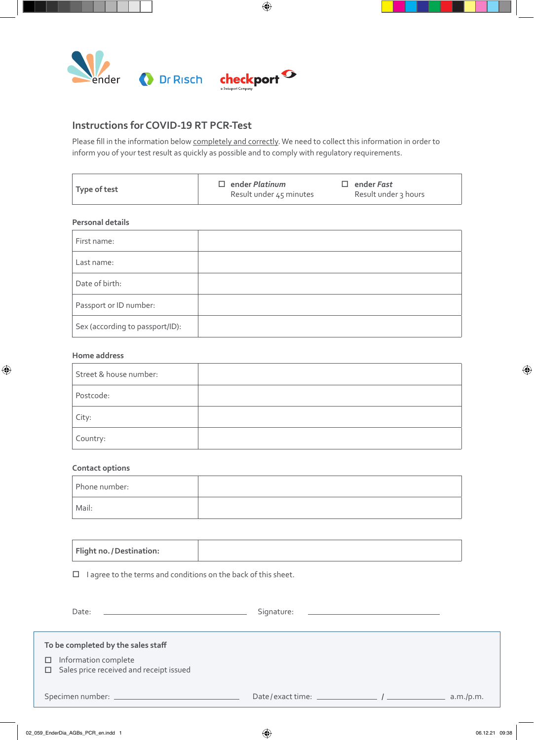ender Dr Risch checkport

## Instructions for COVID-19 RT PCR-Test

Please fill in the information below completely and correctly. We need to collect this information in order to inform you of your test result as quickly as possible and to comply with regulatory requirements.

| Type of test | ☐ ender *Platinum* Result under 45 minutes | ☐ ender *Fast* Result under 3 hours |
|---|---|---|

**Personal details**

| First name: | |
|---|---|
| Last name: | |
| Date of birth: | |
| Passport or ID number: | |
| Sex (according to passport/ID): | |

**Home address**

| Street & house number: | |
|---|---|
| Postcode: | |
| City: | |
| Country: | |

**Contact options**

| Phone number: | |
|---|---|
| Mail: | |

| **Flight no. / Destination:** | |
|---|---|

☐ I agree to the terms and conditions on the back of this sheet.

Date: ____________________ Signature: ____________________

**To be completed by the sales staff**

☐ Information complete
☐ Sales price received and receipt issued

Specimen number: ____________________ Date / exact time: __________ / __________ a.m./p.m.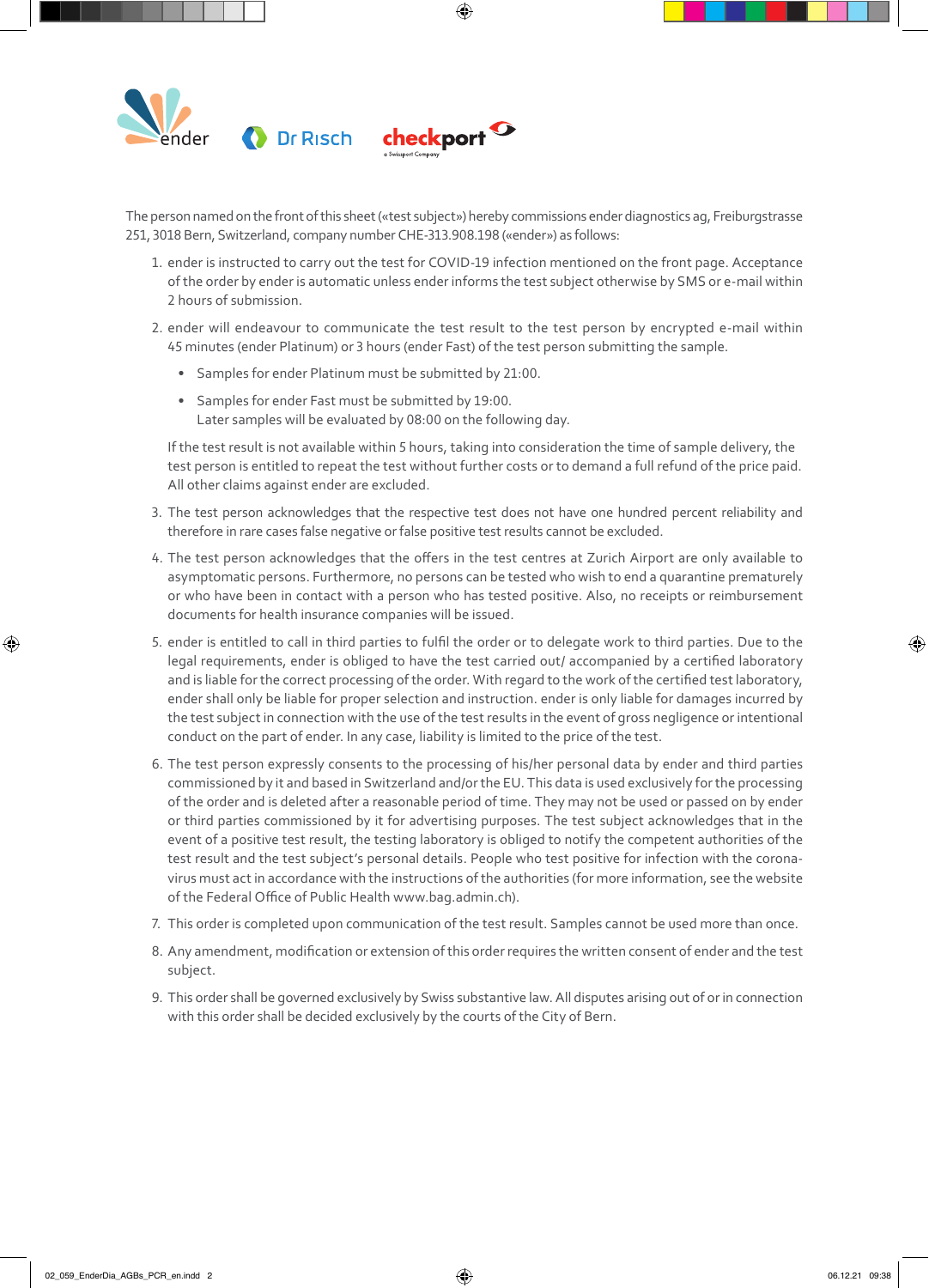The person named on the front of this sheet («test subject») hereby commissions ender diagnostics ag, Freiburgstrasse 251, 3018 Bern, Switzerland, company number CHE-313.908.198 («ender») as follows:

1. ender is instructed to carry out the test for COVID-19 infection mentioned on the front page. Acceptance of the order by ender is automatic unless ender informs the test subject otherwise by SMS or e-mail within 2 hours of submission.
2. ender will endeavour to communicate the test result to the test person by encrypted e-mail within 45 minutes (ender Platinum) or 3 hours (ender Fast) of the test person submitting the sample.
   - Samples for ender Platinum must be submitted by 21:00.
   - Samples for ender Fast must be submitted by 19:00.
     Later samples will be evaluated by 08:00 on the following day.

   If the test result is not available within 5 hours, taking into consideration the time of sample delivery, the test person is entitled to repeat the test without further costs or to demand a full refund of the price paid. All other claims against ender are excluded.
3. The test person acknowledges that the respective test does not have one hundred percent reliability and therefore in rare cases false negative or false positive test results cannot be excluded.
4. The test person acknowledges that the offers in the test centres at Zurich Airport are only available to asymptomatic persons. Furthermore, no persons can be tested who wish to end a quarantine prematurely or who have been in contact with a person who has tested positive. Also, no receipts or reimbursement documents for health insurance companies will be issued.
5. ender is entitled to call in third parties to fulfil the order or to delegate work to third parties. Due to the legal requirements, ender is obliged to have the test carried out/ accompanied by a certified laboratory and is liable for the correct processing of the order. With regard to the work of the certified test laboratory, ender shall only be liable for proper selection and instruction. ender is only liable for damages incurred by the test subject in connection with the use of the test results in the event of gross negligence or intentional conduct on the part of ender. In any case, liability is limited to the price of the test.
6. The test person expressly consents to the processing of his/her personal data by ender and third parties commissioned by it and based in Switzerland and/or the EU. This data is used exclusively for the processing of the order and is deleted after a reasonable period of time. They may not be used or passed on by ender or third parties commissioned by it for advertising purposes. The test subject acknowledges that in the event of a positive test result, the testing laboratory is obliged to notify the competent authorities of the test result and the test subject's personal details. People who test positive for infection with the corona-virus must act in accordance with the instructions of the authorities (for more information, see the website of the Federal Office of Public Health www.bag.admin.ch).
7. This order is completed upon communication of the test result. Samples cannot be used more than once.
8. Any amendment, modification or extension of this order requires the written consent of ender and the test subject.
9. This order shall be governed exclusively by Swiss substantive law. All disputes arising out of or in connection with this order shall be decided exclusively by the courts of the City of Bern.